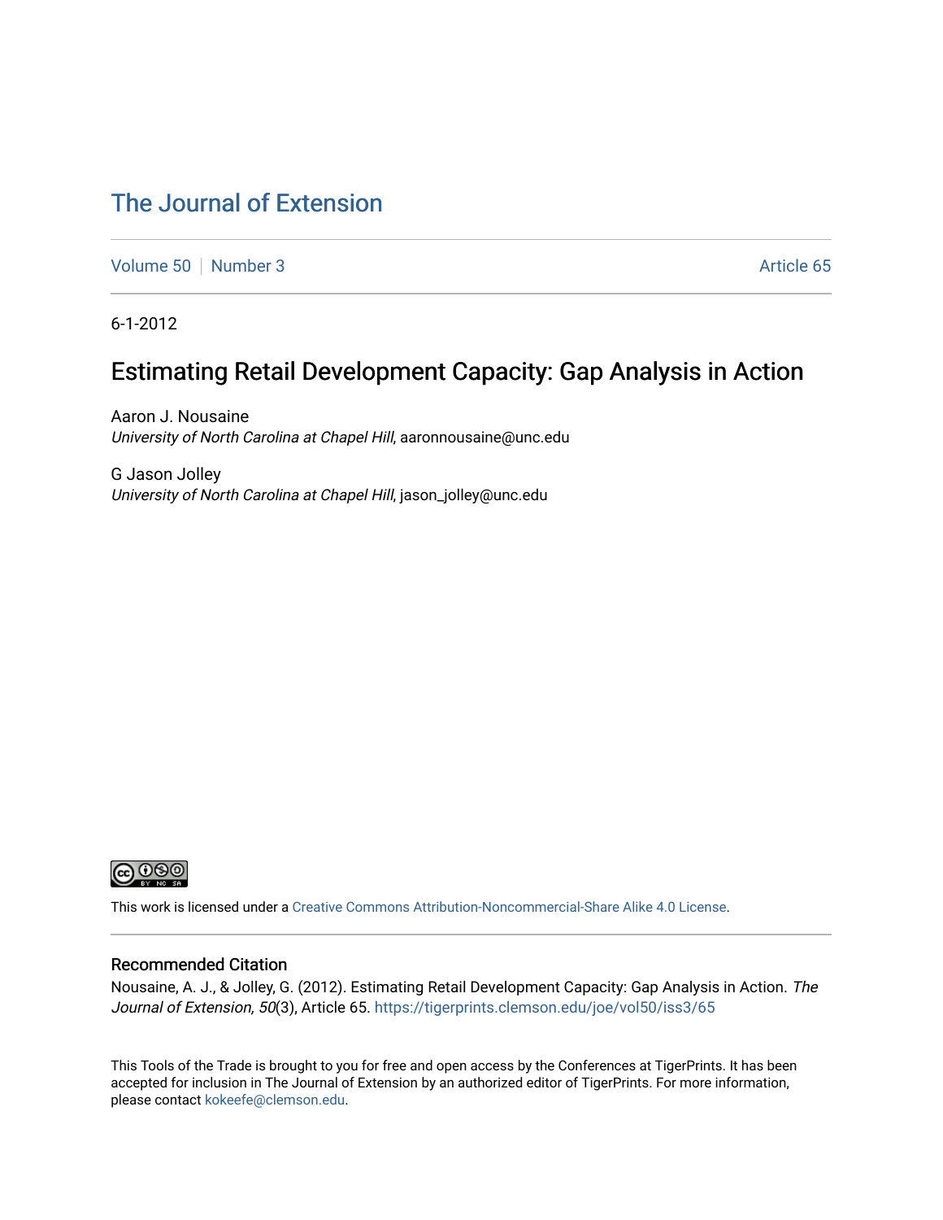# The Journal of Extension

Volume 50 | Number 3 | Article 65

6-1-2012

## Estimating Retail Development Capacity: Gap Analysis in Action

Aaron J. Nousaine
*University of North Carolina at Chapel Hill*, aaronnousaine@unc.edu

G Jason Jolley
*University of North Carolina at Chapel Hill*, jason_jolley@unc.edu

This work is licensed under a Creative Commons Attribution-Noncommercial-Share Alike 4.0 License.

### Recommended Citation

Nousaine, A. J., & Jolley, G. (2012). Estimating Retail Development Capacity: Gap Analysis in Action. *The Journal of Extension, 50*(3), Article 65. https://tigerprints.clemson.edu/joe/vol50/iss3/65

This Tools of the Trade is brought to you for free and open access by the Conferences at TigerPrints. It has been accepted for inclusion in The Journal of Extension by an authorized editor of TigerPrints. For more information, please contact kokeefe@clemson.edu.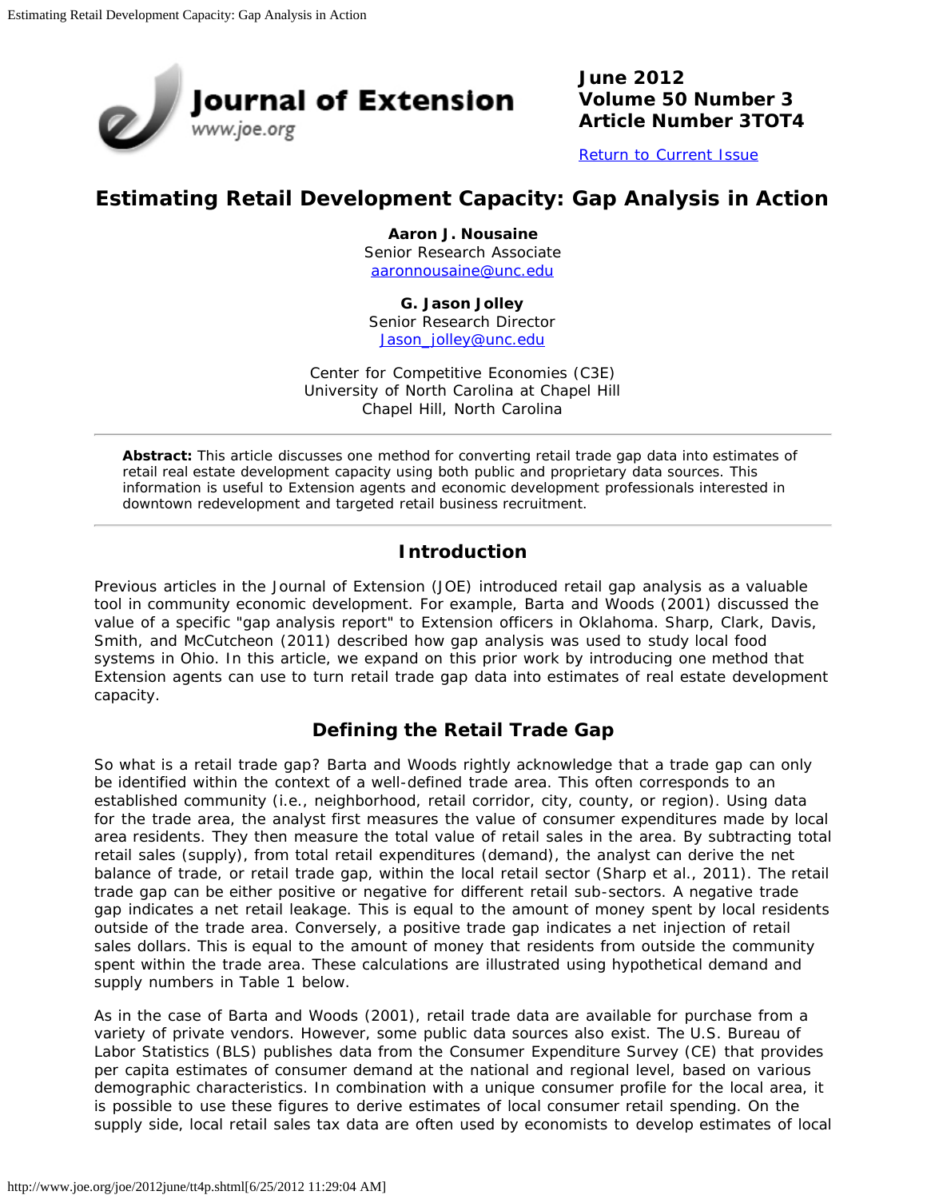June 2012
Volume 50 Number 3
Article Number 3TOT4

Return to Current Issue

# Estimating Retail Development Capacity: Gap Analysis in Action

**Aaron J. Nousaine**
Senior Research Associate
aaronnousaine@unc.edu

**G. Jason Jolley**
Senior Research Director
Jason_jolley@unc.edu

Center for Competitive Economies (C3E)
University of North Carolina at Chapel Hill
Chapel Hill, North Carolina

**Abstract:** This article discusses one method for converting retail trade gap data into estimates of retail real estate development capacity using both public and proprietary data sources. This information is useful to Extension agents and economic development professionals interested in downtown redevelopment and targeted retail business recruitment.

## Introduction

Previous articles in the Journal of Extension (JOE) introduced retail gap analysis as a valuable tool in community economic development. For example, Barta and Woods (2001) discussed the value of a specific "gap analysis report" to Extension officers in Oklahoma. Sharp, Clark, Davis, Smith, and McCutcheon (2011) described how gap analysis was used to study local food systems in Ohio. In this article, we expand on this prior work by introducing one method that Extension agents can use to turn retail trade gap data into estimates of real estate development capacity.

## Defining the Retail Trade Gap

So what is a retail trade gap? Barta and Woods rightly acknowledge that a trade gap can only be identified within the context of a well-defined trade area. This often corresponds to an established community (i.e., neighborhood, retail corridor, city, county, or region). Using data for the trade area, the analyst first measures the value of consumer expenditures made by local area residents. They then measure the total value of retail sales in the area. By subtracting total retail sales (supply), from total retail expenditures (demand), the analyst can derive the net balance of trade, or retail trade gap, within the local retail sector (Sharp et al., 2011). The retail trade gap can be either positive or negative for different retail sub-sectors. A negative trade gap indicates a net retail leakage. This is equal to the amount of money spent by local residents outside of the trade area. Conversely, a positive trade gap indicates a net injection of retail sales dollars. This is equal to the amount of money that residents from outside the community spent within the trade area. These calculations are illustrated using hypothetical demand and supply numbers in Table 1 below.

As in the case of Barta and Woods (2001), retail trade data are available for purchase from a variety of private vendors. However, some public data sources also exist. The U.S. Bureau of Labor Statistics (BLS) publishes data from the Consumer Expenditure Survey (CE) that provides per capita estimates of consumer demand at the national and regional level, based on various demographic characteristics. In combination with a unique consumer profile for the local area, it is possible to use these figures to derive estimates of local consumer retail spending. On the supply side, local retail sales tax data are often used by economists to develop estimates of local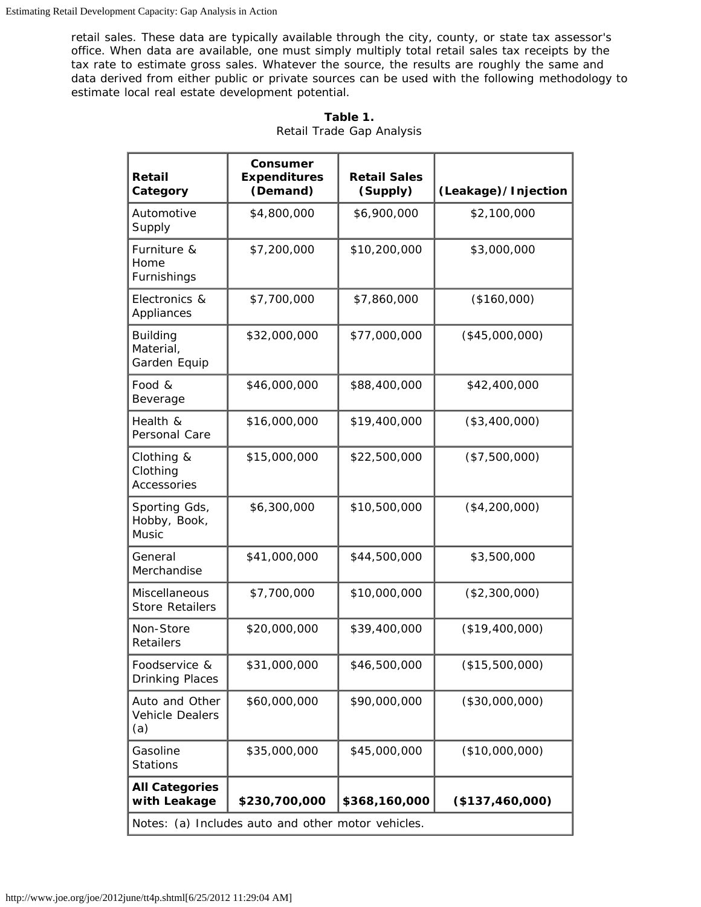retail sales. These data are typically available through the city, county, or state tax assessor's office. When data are available, one must simply multiply total retail sales tax receipts by the tax rate to estimate gross sales. Whatever the source, the results are roughly the same and data derived from either public or private sources can be used with the following methodology to estimate local real estate development potential.

**Table 1.**
Retail Trade Gap Analysis

| Retail Category | Consumer Expenditures (Demand) | Retail Sales (Supply) | (Leakage)/Injection |
|---|---|---|---|
| Automotive Supply | $4,800,000 | $6,900,000 | $2,100,000 |
| Furniture & Home Furnishings | $7,200,000 | $10,200,000 | $3,000,000 |
| Electronics & Appliances | $7,700,000 | $7,860,000 | ($160,000) |
| Building Material, Garden Equip | $32,000,000 | $77,000,000 | ($45,000,000) |
| Food & Beverage | $46,000,000 | $88,400,000 | $42,400,000 |
| Health & Personal Care | $16,000,000 | $19,400,000 | ($3,400,000) |
| Clothing & Clothing Accessories | $15,000,000 | $22,500,000 | ($7,500,000) |
| Sporting Gds, Hobby, Book, Music | $6,300,000 | $10,500,000 | ($4,200,000) |
| General Merchandise | $41,000,000 | $44,500,000 | $3,500,000 |
| Miscellaneous Store Retailers | $7,700,000 | $10,000,000 | ($2,300,000) |
| Non-Store Retailers | $20,000,000 | $39,400,000 | ($19,400,000) |
| Foodservice & Drinking Places | $31,000,000 | $46,500,000 | ($15,500,000) |
| Auto and Other Vehicle Dealers (a) | $60,000,000 | $90,000,000 | ($30,000,000) |
| Gasoline Stations | $35,000,000 | $45,000,000 | ($10,000,000) |
| **All Categories with Leakage** | **$230,700,000** | **$368,160,000** | **($137,460,000)** |

Notes: (a) Includes auto and other motor vehicles.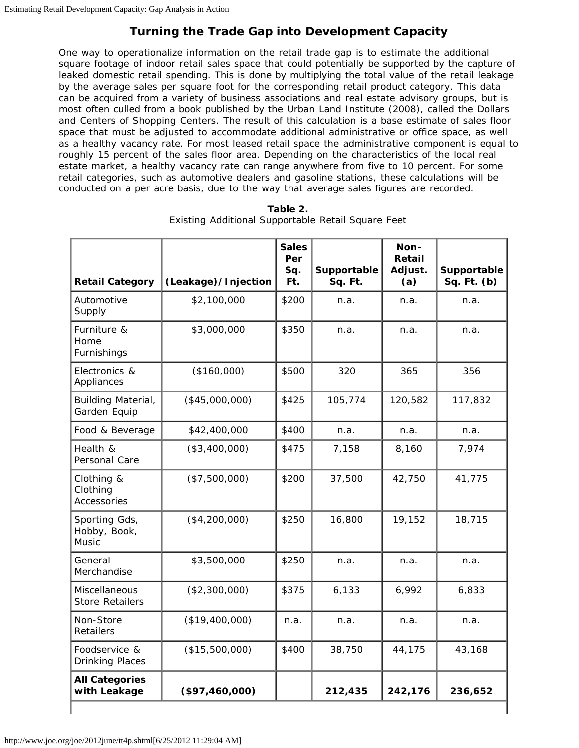## Turning the Trade Gap into Development Capacity

One way to operationalize information on the retail trade gap is to estimate the additional square footage of indoor retail sales space that could potentially be supported by the capture of leaked domestic retail spending. This is done by multiplying the total value of the retail leakage by the average sales per square foot for the corresponding retail product category. This data can be acquired from a variety of business associations and real estate advisory groups, but is most often culled from a book published by the Urban Land Institute (2008), called the Dollars and Centers of Shopping Centers. The result of this calculation is a base estimate of sales floor space that must be adjusted to accommodate additional administrative or office space, as well as a healthy vacancy rate. For most leased retail space the administrative component is equal to roughly 15 percent of the sales floor area. Depending on the characteristics of the local real estate market, a healthy vacancy rate can range anywhere from five to 10 percent. For some retail categories, such as automotive dealers and gasoline stations, these calculations will be conducted on a per acre basis, due to the way that average sales figures are recorded.

**Table 2.**
Existing Additional Supportable Retail Square Feet

| Retail Category | (Leakage)/Injection | Sales Per Sq. Ft. | Supportable Sq. Ft. | Non-Retail Adjust. (a) | Supportable Sq. Ft. (b) |
|---|---|---|---|---|---|
| Automotive Supply | $2,100,000 | $200 | n.a. | n.a. | n.a. |
| Furniture & Home Furnishings | $3,000,000 | $350 | n.a. | n.a. | n.a. |
| Electronics & Appliances | ($160,000) | $500 | 320 | 365 | 356 |
| Building Material, Garden Equip | ($45,000,000) | $425 | 105,774 | 120,582 | 117,832 |
| Food & Beverage | $42,400,000 | $400 | n.a. | n.a. | n.a. |
| Health & Personal Care | ($3,400,000) | $475 | 7,158 | 8,160 | 7,974 |
| Clothing & Clothing Accessories | ($7,500,000) | $200 | 37,500 | 42,750 | 41,775 |
| Sporting Gds, Hobby, Book, Music | ($4,200,000) | $250 | 16,800 | 19,152 | 18,715 |
| General Merchandise | $3,500,000 | $250 | n.a. | n.a. | n.a. |
| Miscellaneous Store Retailers | ($2,300,000) | $375 | 6,133 | 6,992 | 6,833 |
| Non-Store Retailers | ($19,400,000) | n.a. | n.a. | n.a. | n.a. |
| Foodservice & Drinking Places | ($15,500,000) | $400 | 38,750 | 44,175 | 43,168 |
| **All Categories with Leakage** | **($97,460,000)** | | **212,435** | **242,176** | **236,652** |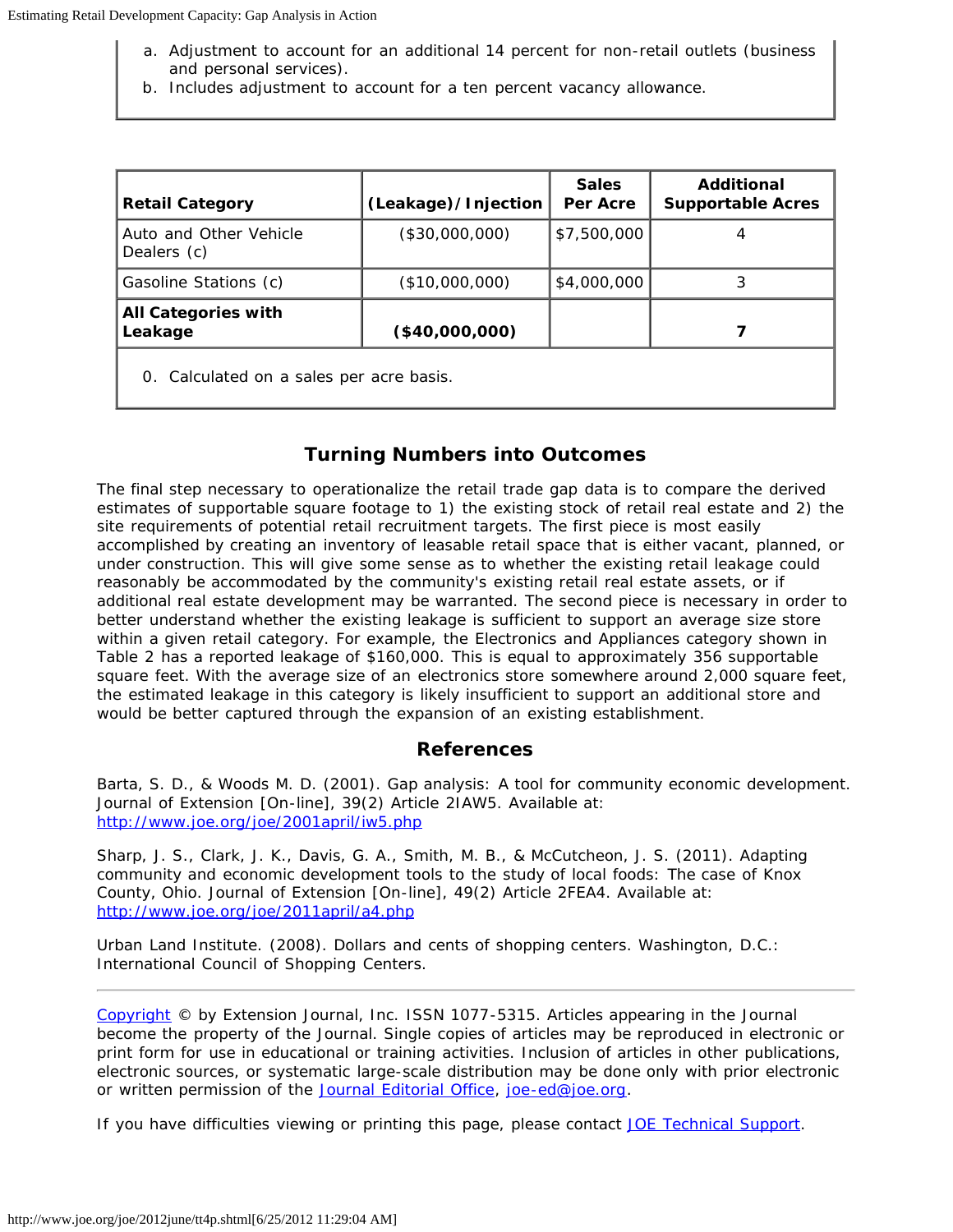a. Adjustment to account for an additional 14 percent for non-retail outlets (business and personal services).
b. Includes adjustment to account for a ten percent vacancy allowance.

| Retail Category | (Leakage)/Injection | Sales Per Acre | Additional Supportable Acres |
|---|---|---|---|
| Auto and Other Vehicle Dealers (c) | ($30,000,000) | $7,500,000 | 4 |
| Gasoline Stations (c) | ($10,000,000) | $4,000,000 | 3 |
| **All Categories with Leakage** | **($40,000,000)** | | **7** |

0. Calculated on a sales per acre basis.

## Turning Numbers into Outcomes

The final step necessary to operationalize the retail trade gap data is to compare the derived estimates of supportable square footage to 1) the existing stock of retail real estate and 2) the site requirements of potential retail recruitment targets. The first piece is most easily accomplished by creating an inventory of leasable retail space that is either vacant, planned, or under construction. This will give some sense as to whether the existing retail leakage could reasonably be accommodated by the community's existing retail real estate assets, or if additional real estate development may be warranted. The second piece is necessary in order to better understand whether the existing leakage is sufficient to support an average size store within a given retail category. For example, the Electronics and Appliances category shown in Table 2 has a reported leakage of $160,000. This is equal to approximately 356 supportable square feet. With the average size of an electronics store somewhere around 2,000 square feet, the estimated leakage in this category is likely insufficient to support an additional store and would be better captured through the expansion of an existing establishment.

## References

Barta, S. D., & Woods M. D. (2001). Gap analysis: A tool for community economic development. Journal of Extension [On-line], 39(2) Article 2IAW5. Available at: http://www.joe.org/joe/2001april/iw5.php

Sharp, J. S., Clark, J. K., Davis, G. A., Smith, M. B., & McCutcheon, J. S. (2011). Adapting community and economic development tools to the study of local foods: The case of Knox County, Ohio. Journal of Extension [On-line], 49(2) Article 2FEA4. Available at: http://www.joe.org/joe/2011april/a4.php

Urban Land Institute. (2008). Dollars and cents of shopping centers. Washington, D.C.: International Council of Shopping Centers.

---

Copyright © by Extension Journal, Inc. ISSN 1077-5315. Articles appearing in the Journal become the property of the Journal. Single copies of articles may be reproduced in electronic or print form for use in educational or training activities. Inclusion of articles in other publications, electronic sources, or systematic large-scale distribution may be done only with prior electronic or written permission of the Journal Editorial Office, joe-ed@joe.org.

If you have difficulties viewing or printing this page, please contact JOE Technical Support.